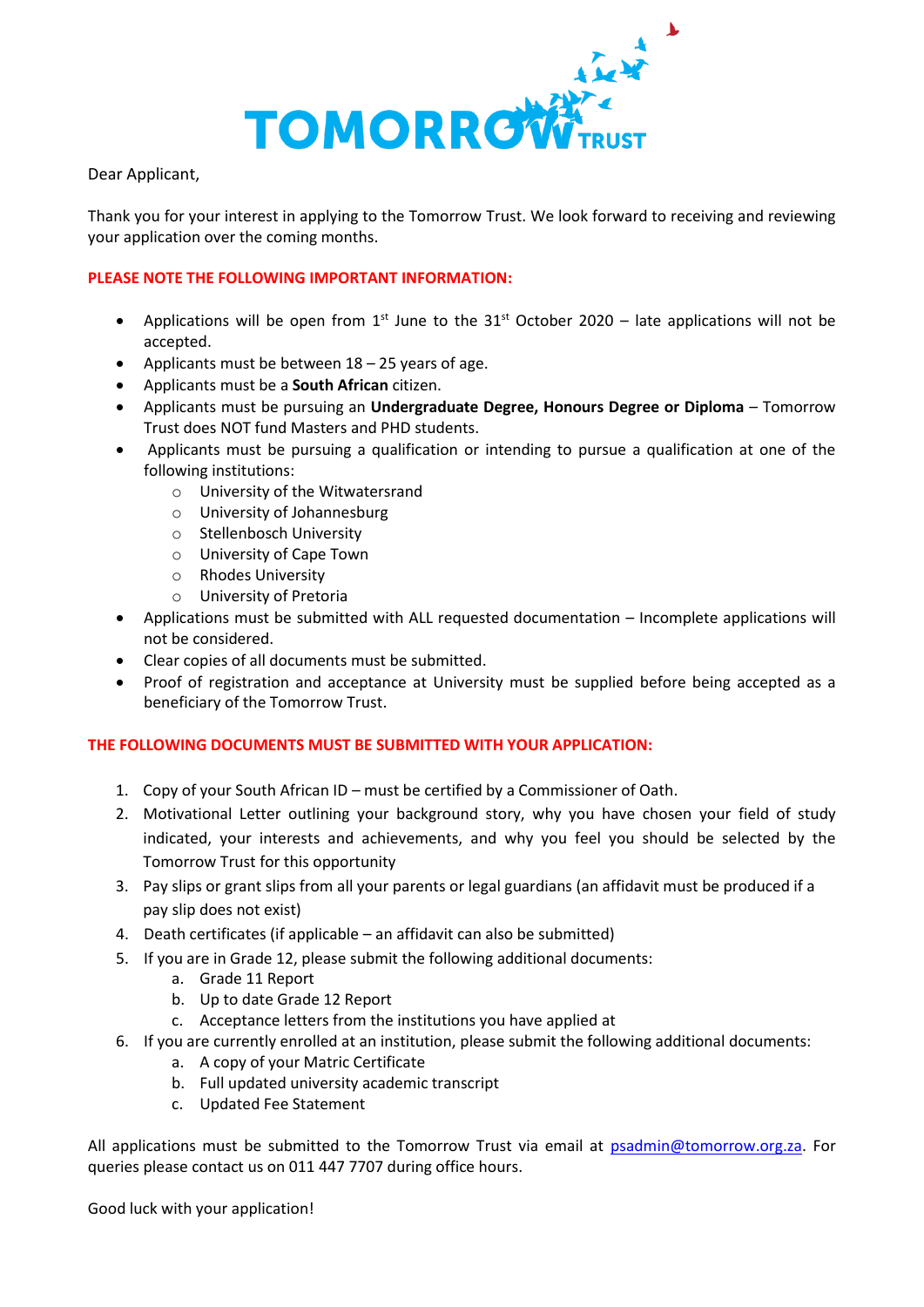Dear Applicant,

Thank you for your interest in applying to the Tomorrow Trust. We look forward to receiving and reviewing your application over the coming months.

**PLEASE NOTE THE FOLLOWING IMPORTANT INFORMATION:**

- Applications will be open from 1st June to the 31st October 2020 – late applications will not be accepted.
- Applicants must be between 18 – 25 years of age.
- Applicants must be a **South African** citizen.
- Applicants must be pursuing an **Undergraduate Degree, Honours Degree or Diploma** – Tomorrow Trust does NOT fund Masters and PHD students.
- Applicants must be pursuing a qualification or intending to pursue a qualification at one of the following institutions:
  - University of the Witwatersrand
  - University of Johannesburg
  - Stellenbosch University
  - University of Cape Town
  - Rhodes University
  - University of Pretoria
- Applications must be submitted with ALL requested documentation – Incomplete applications will not be considered.
- Clear copies of all documents must be submitted.
- Proof of registration and acceptance at University must be supplied before being accepted as a beneficiary of the Tomorrow Trust.

**THE FOLLOWING DOCUMENTS MUST BE SUBMITTED WITH YOUR APPLICATION:**

1. Copy of your South African ID – must be certified by a Commissioner of Oath.
2. Motivational Letter outlining your background story, why you have chosen your field of study indicated, your interests and achievements, and why you feel you should be selected by the Tomorrow Trust for this opportunity
3. Pay slips or grant slips from all your parents or legal guardians (an affidavit must be produced if a pay slip does not exist)
4. Death certificates (if applicable – an affidavit can also be submitted)
5. If you are in Grade 12, please submit the following additional documents:
   a. Grade 11 Report
   b. Up to date Grade 12 Report
   c. Acceptance letters from the institutions you have applied at
6. If you are currently enrolled at an institution, please submit the following additional documents:
   a. A copy of your Matric Certificate
   b. Full updated university academic transcript
   c. Updated Fee Statement

All applications must be submitted to the Tomorrow Trust via email at psadmin@tomorrow.org.za. For queries please contact us on 011 447 7707 during office hours.

Good luck with your application!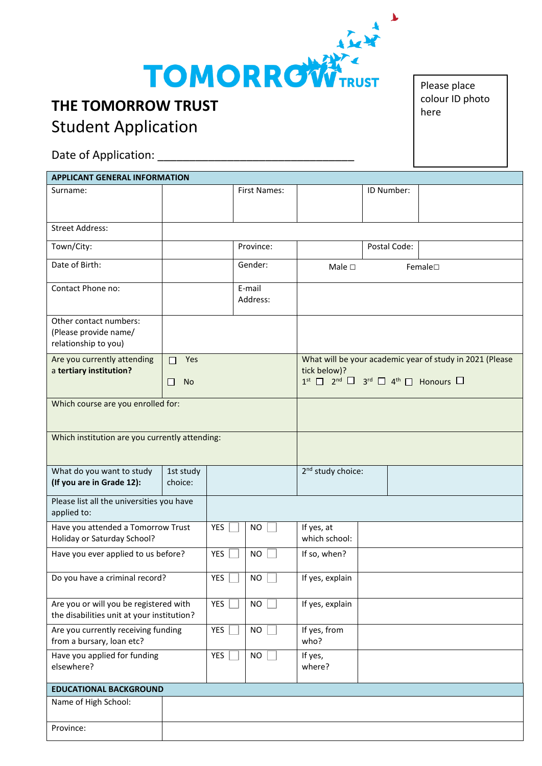# THE TOMORROW TRUST

## Student Application

Date of Application: _______________________________

Please place colour ID photo here

| APPLICANT GENERAL INFORMATION | | | | | |
|---|---|---|---|---|---|
| Surname: | | First Names: | | ID Number: | |
| Street Address: | | | | | |
| Town/City: | | Province: | | Postal Code: | |
| Date of Birth: | | Gender: | Male □ | Female□ | |
| Contact Phone no: | | E-mail Address: | | | |
| Other contact numbers: (Please provide name/ relationship to you) | | | | | |
| Are you currently attending a **tertiary institution?** | ☐ Yes ☐ No | | What will be your academic year of study in 2021 (Please tick below)? 1st ☐ 2nd ☐ 3rd ☐ 4th ☐ Honours ☐ | | |
| Which course are you enrolled for: | | | | | |
| Which institution are you currently attending: | | | | | |
| What do you want to study **(If you are in Grade 12):** | 1st study choice: | | 2nd study choice: | | |
| Please list all the universities you have applied to: | | | | | |
| Have you attended a Tomorrow Trust Holiday or Saturday School? | YES ☐ | NO ☐ | If yes, at which school: | | |
| Have you ever applied to us before? | YES ☐ | NO ☐ | If so, when? | | |
| Do you have a criminal record? | YES ☐ | NO ☐ | If yes, explain | | |
| Are you or will you be registered with the disabilities unit at your institution? | YES ☐ | NO ☐ | If yes, explain | | |
| Are you currently receiving funding from a bursary, loan etc? | YES ☐ | NO ☐ | If yes, from who? | | |
| Have you applied for funding elsewhere? | YES ☐ | NO ☐ | If yes, where? | | |

| EDUCATIONAL BACKGROUND | |
|---|---|
| Name of High School: | |
| Province: | |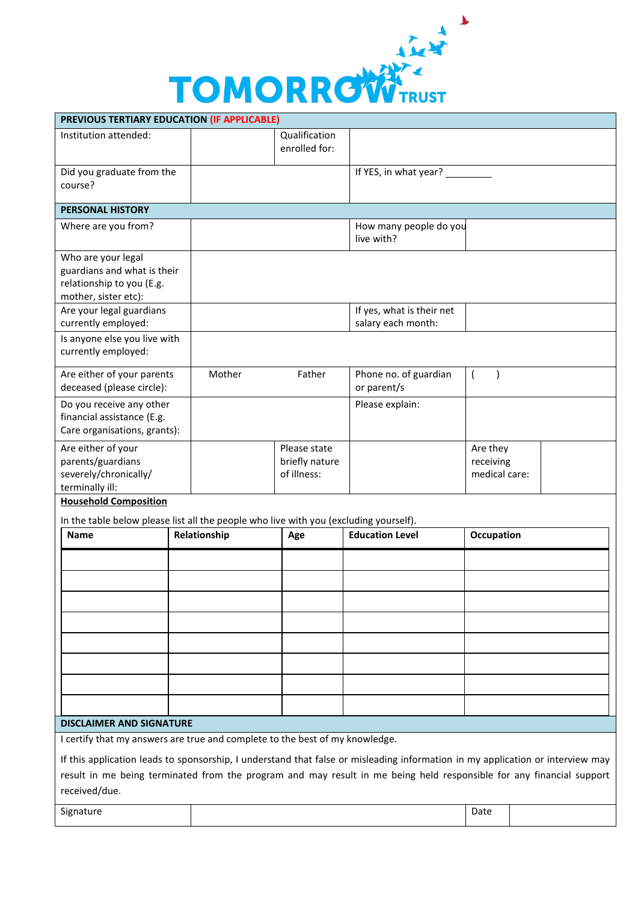TOMORROW TRUST

| PREVIOUS TERTIARY EDUCATION (IF APPLICABLE) | | | | | |
|---|---|---|---|---|---|
| Institution attended: | | Qualification enrolled for: | | | |
| Did you graduate from the course? | | | If YES, in what year? ________ | | |

| PERSONAL HISTORY | | | | | |
|---|---|---|---|---|---|
| Where are you from? | | | How many people do you live with? | | |
| Who are your legal guardians and what is their relationship to you (E.g. mother, sister etc): | | | | | |
| Are your legal guardians currently employed: | | | If yes, what is their net salary each month: | | |
| Is anyone else you live with currently employed: | | | | | |
| Are either of your parents deceased (please circle): | Mother | Father | Phone no. of guardian or parent/s | ( ) | |
| Do you receive any other financial assistance (E.g. Care organisations, grants): | | | Please explain: | | |
| Are either of your parents/guardians severely/chronically/ terminally ill: | | Please state briefly nature of illness: | | Are they receiving medical care: | |

**Household Composition**

In the table below please list all the people who live with you (excluding yourself).

| Name | Relationship | Age | Education Level | Occupation |
|---|---|---|---|---|
| | | | | |
| | | | | |
| | | | | |
| | | | | |
| | | | | |
| | | | | |
| | | | | |
| | | | | |

**DISCLAIMER AND SIGNATURE**

I certify that my answers are true and complete to the best of my knowledge.

If this application leads to sponsorship, I understand that false or misleading information in my application or interview may result in me being terminated from the program and may result in me being held responsible for any financial support received/due.

| Signature | | Date | |
|---|---|---|---|